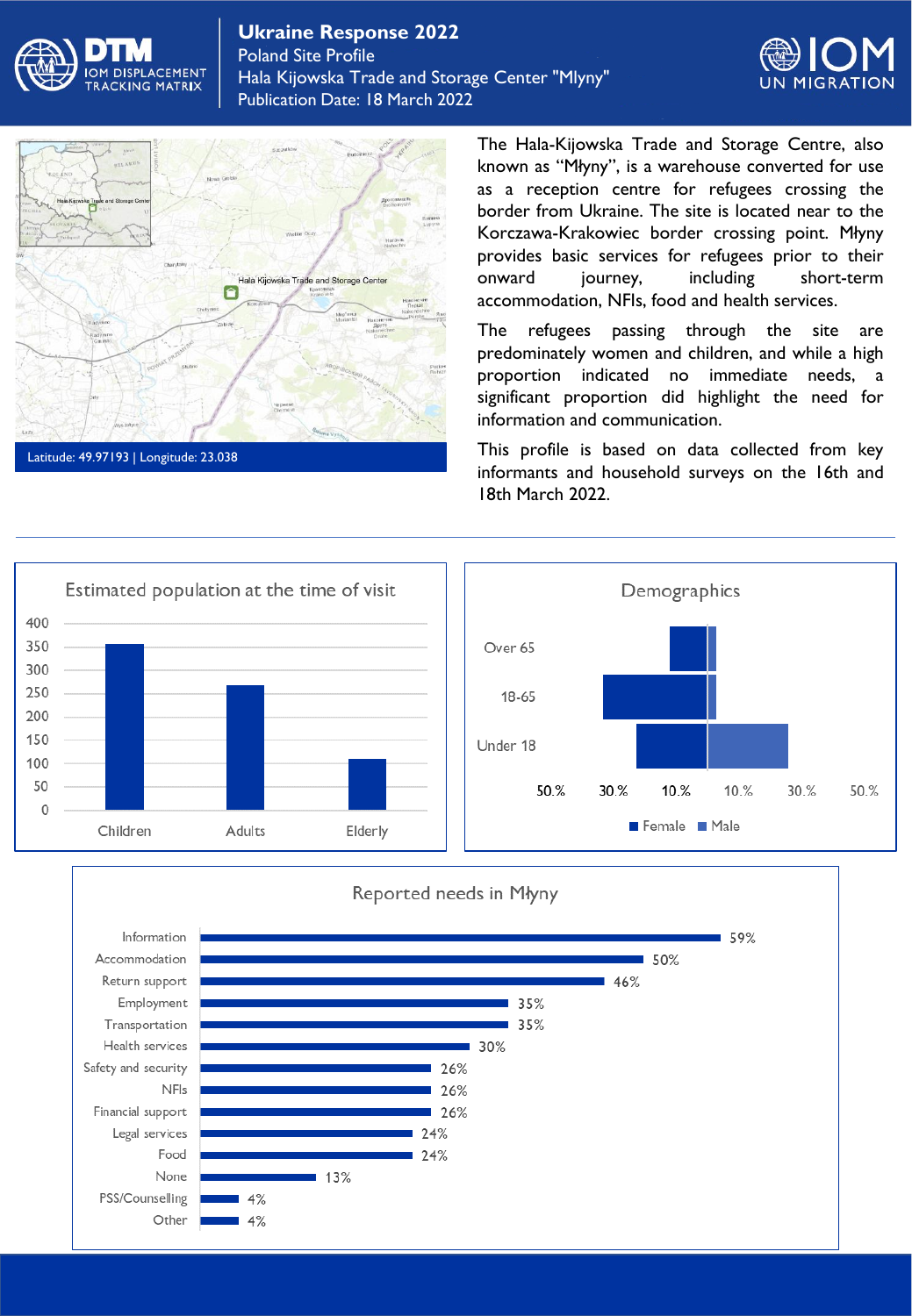# Ukraine Response 2022

Poland Site Profile

Hala Kijowska Trade and Storage Center "Mlyny"

Publication Date: 18 March 2022

Latitude: 49.97193 | Longitude: 23.038

The Hala-Kijowska Trade and Storage Centre, also known as "Młyny", is a warehouse converted for use as a reception centre for refugees crossing the border from Ukraine. The site is located near to the Korczawa-Krakowiec border crossing point. Młyny provides basic services for refugees prior to their onward journey, including short-term accommodation, NFIs, food and health services.

The refugees passing through the site are predominately women and children, and while a high proportion indicated no immediate needs, a significant proportion did highlight the need for information and communication.

This profile is based on data collected from key informants and household surveys on the 16th and 18th March 2022.

## Estimated population at the time of visit

| Group | Estimated population |
|---|---|
| Children | ~355 |
| Adults | ~270 |
| Elderly | ~110 |

## Demographics

| Age group | Female | Male |
|---|---|---|
| Over 65 | ~12% | ~3% |
| 18-65 | ~33% | ~3% |
| Under 18 | ~22% | ~26% |

## Reported needs in Młyny

| Need | % |
|---|---|
| Information | 59% |
| Accommodation | 50% |
| Return support | 46% |
| Employment | 35% |
| Transportation | 35% |
| Health services | 30% |
| Safety and security | 26% |
| NFIs | 26% |
| Financial support | 26% |
| Legal services | 24% |
| Food | 24% |
| None | 13% |
| PSS/Counselling | 4% |
| Other | 4% |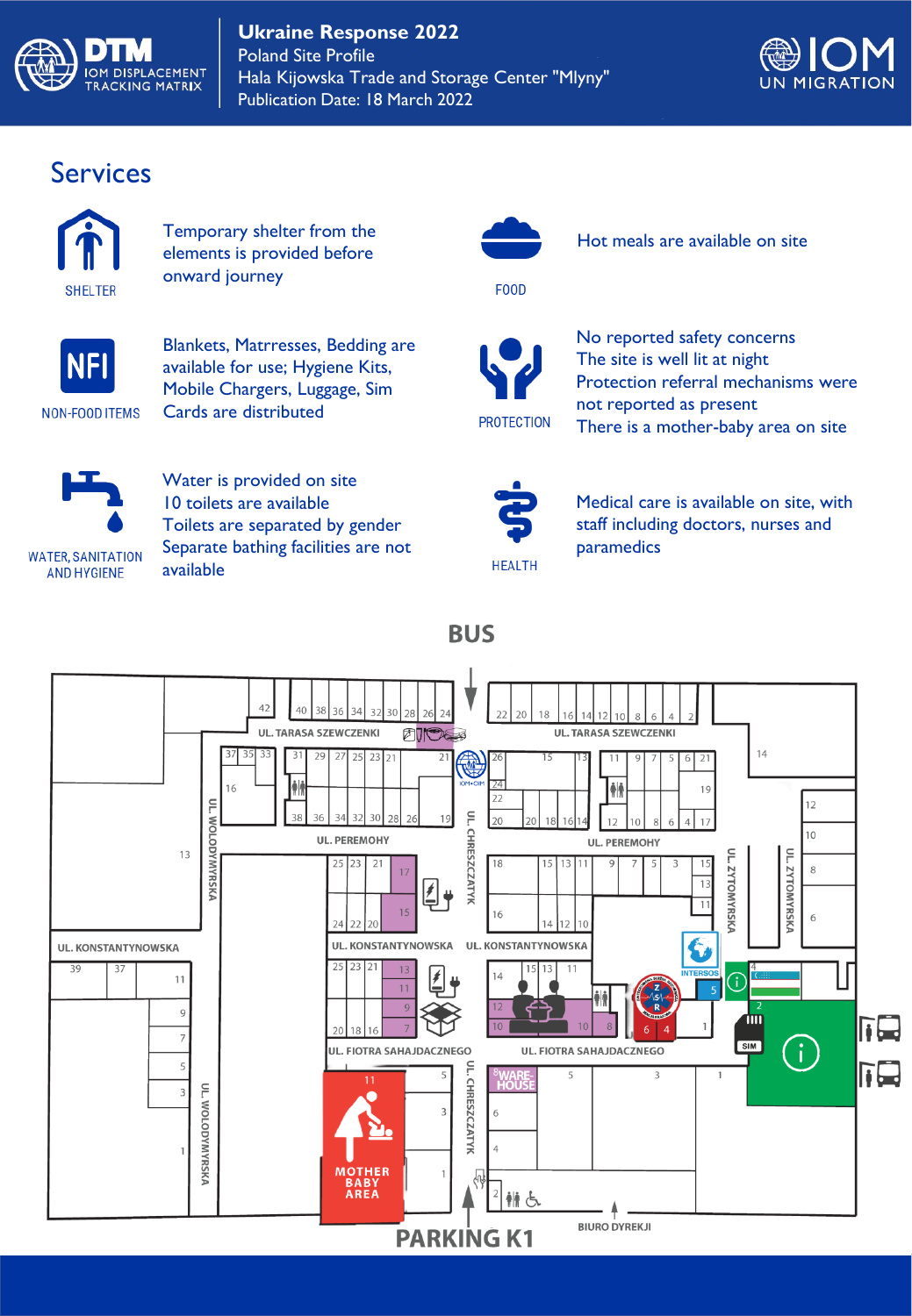# Ukraine Response 2022

Poland Site Profile
Hala Kijowska Trade and Storage Center "Mlyny"
Publication Date: 18 March 2022

## Services

**SHELTER**
Temporary shelter from the elements is provided before onward journey

**FOOD**
Hot meals are available on site

**NON-FOOD ITEMS**
Blankets, Matrresses, Bedding are available for use; Hygiene Kits, Mobile Chargers, Luggage, Sim Cards are distributed

**PROTECTION**
No reported safety concerns
The site is well lit at night
Protection referral mechanisms were not reported as present
There is a mother-baby area on site

**WATER, SANITATION AND HYGIENE**
Water is provided on site
10 toilets are available
Toilets are separated by gender
Separate bathing facilities are not available

**HEALTH**
Medical care is available on site, with staff including doctors, nurses and paramedics

BUS

UL. TARASA SZEWCZENKI
UL. PEREMOHY
UL. KONSTANTYNOWSKA
UL. FIOTRA SAHAJDACZNEGO
UL. WOLODYMYRSKA
UL. CHRESZCZATYK
UL. ZYTOMYRSKA
INTERSOS
WAREHOUSE
MOTHER BABY AREA
SIM
PARKING K1
BIURO DYREKJI